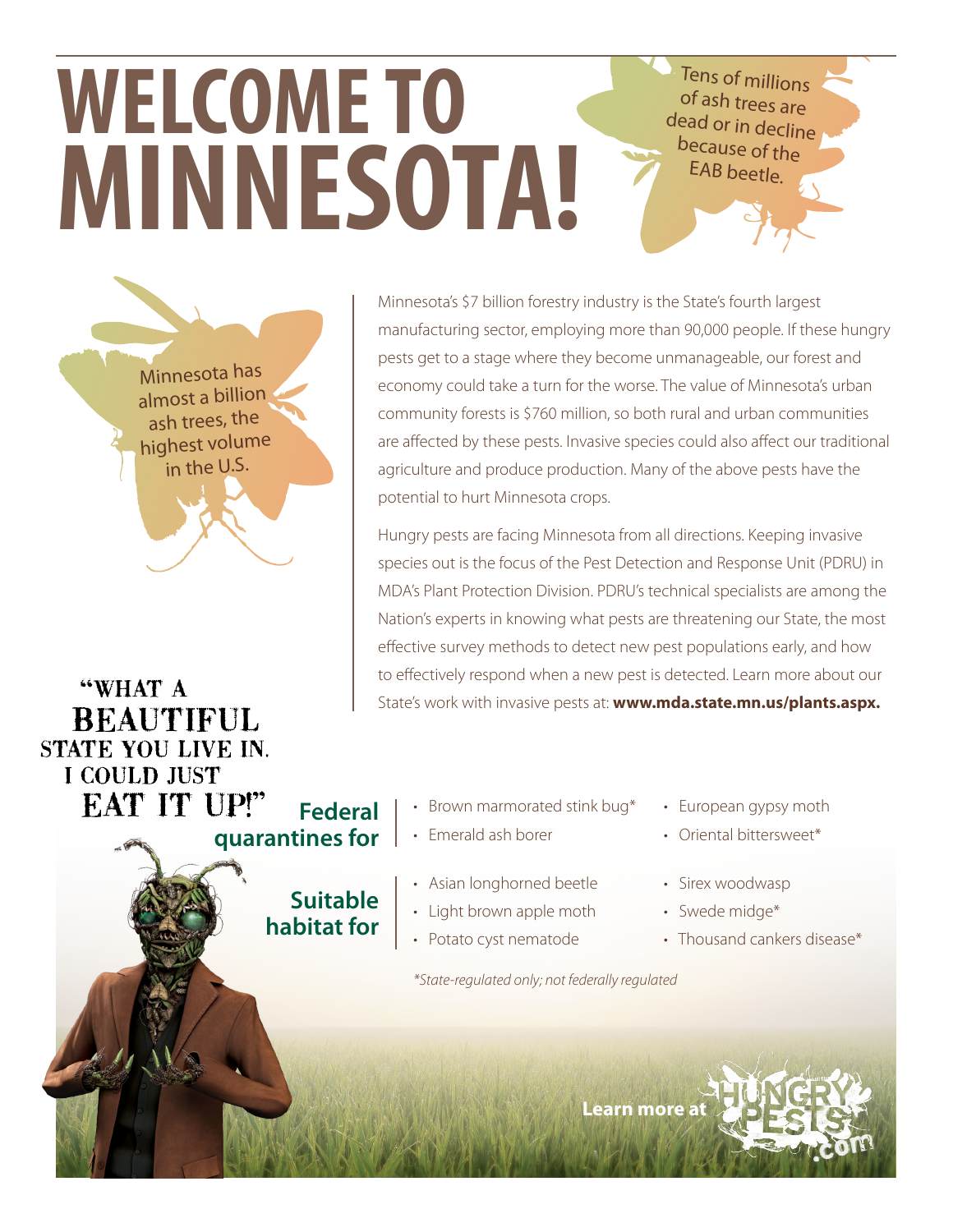# WELCOME TO MINNESOTA!

Tens of millions of ash trees are dead or in decline because of the EAB beetle.

Minnesota has almost a billion ash trees, the highest volume in the U.S.

Minnesota's $7 billion forestry industry is the State's fourth largest manufacturing sector, employing more than 90,000 people. If these hungry pests get to a stage where they become unmanageable, our forest and economy could take a turn for the worse. The value of Minnesota's urban community forests is $760 million, so both rural and urban communities are affected by these pests. Invasive species could also affect our traditional agriculture and produce production. Many of the above pests have the potential to hurt Minnesota crops.

Hungry pests are facing Minnesota from all directions. Keeping invasive species out is the focus of the Pest Detection and Response Unit (PDRU) in MDA's Plant Protection Division. PDRU's technical specialists are among the Nation's experts in knowing what pests are threatening our State, the most effective survey methods to detect new pest populations early, and how to effectively respond when a new pest is detected. Learn more about our State's work with invasive pests at: **www.mda.state.mn.us/plants.aspx.**

"WHAT A BEAUTIFUL STATE YOU LIVE IN. I COULD JUST EAT IT UP!"

**Federal quarantines for**

- Brown marmorated stink bug*
- Emerald ash borer
- European gypsy moth
- Oriental bittersweet*

**Suitable habitat for**

- Asian longhorned beetle
- Light brown apple moth
- Potato cyst nematode
- Sirex woodwasp
- Swede midge*
- Thousand cankers disease*

*\*State-regulated only; not federally regulated*

**Learn more at** HUNGRYPESTS.com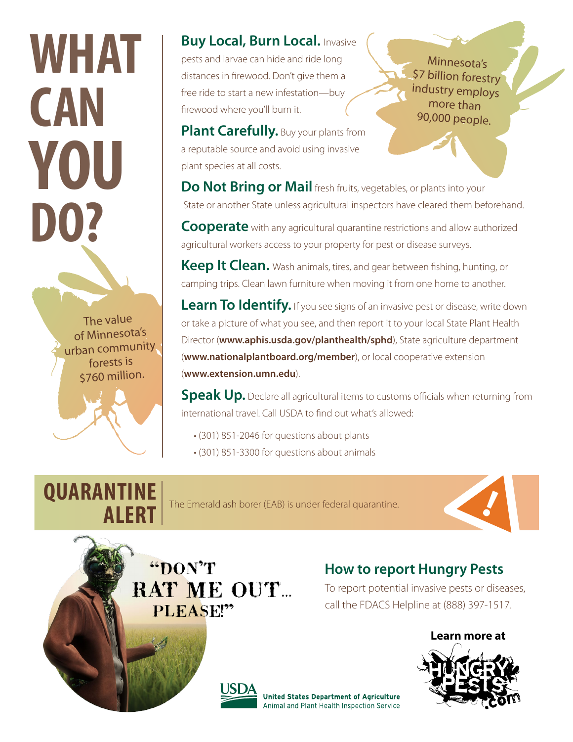# WHAT CAN YOU DO?

The value of Minnesota's urban community forests is $760 million.

**Buy Local, Burn Local.** Invasive pests and larvae can hide and ride long distances in firewood. Don't give them a free ride to start a new infestation—buy firewood where you'll burn it.

Minnesota's $7 billion forestry industry employs more than 90,000 people.

**Plant Carefully.** Buy your plants from a reputable source and avoid using invasive plant species at all costs.

**Do Not Bring or Mail** fresh fruits, vegetables, or plants into your State or another State unless agricultural inspectors have cleared them beforehand.

**Cooperate** with any agricultural quarantine restrictions and allow authorized agricultural workers access to your property for pest or disease surveys.

**Keep It Clean.** Wash animals, tires, and gear between fishing, hunting, or camping trips. Clean lawn furniture when moving it from one home to another.

**Learn To Identify.** If you see signs of an invasive pest or disease, write down or take a picture of what you see, and then report it to your local State Plant Health Director (**www.aphis.usda.gov/planthealth/sphd**), State agriculture department (**www.nationalplantboard.org/member**), or local cooperative extension (**www.extension.umn.edu**).

**Speak Up.** Declare all agricultural items to customs officials when returning from international travel. Call USDA to find out what's allowed:

- (301) 851-2046 for questions about plants
- (301) 851-3300 for questions about animals

## QUARANTINE ALERT

The Emerald ash borer (EAB) is under federal quarantine.

"DON'T RAT ME OUT... PLEASE!"

## How to report Hungry Pests

To report potential invasive pests or diseases, call the FDACS Helpline at (888) 397-1517.

**Learn more at**

HUNGRY PESTS .com

USDA
United States Department of Agriculture
Animal and Plant Health Inspection Service